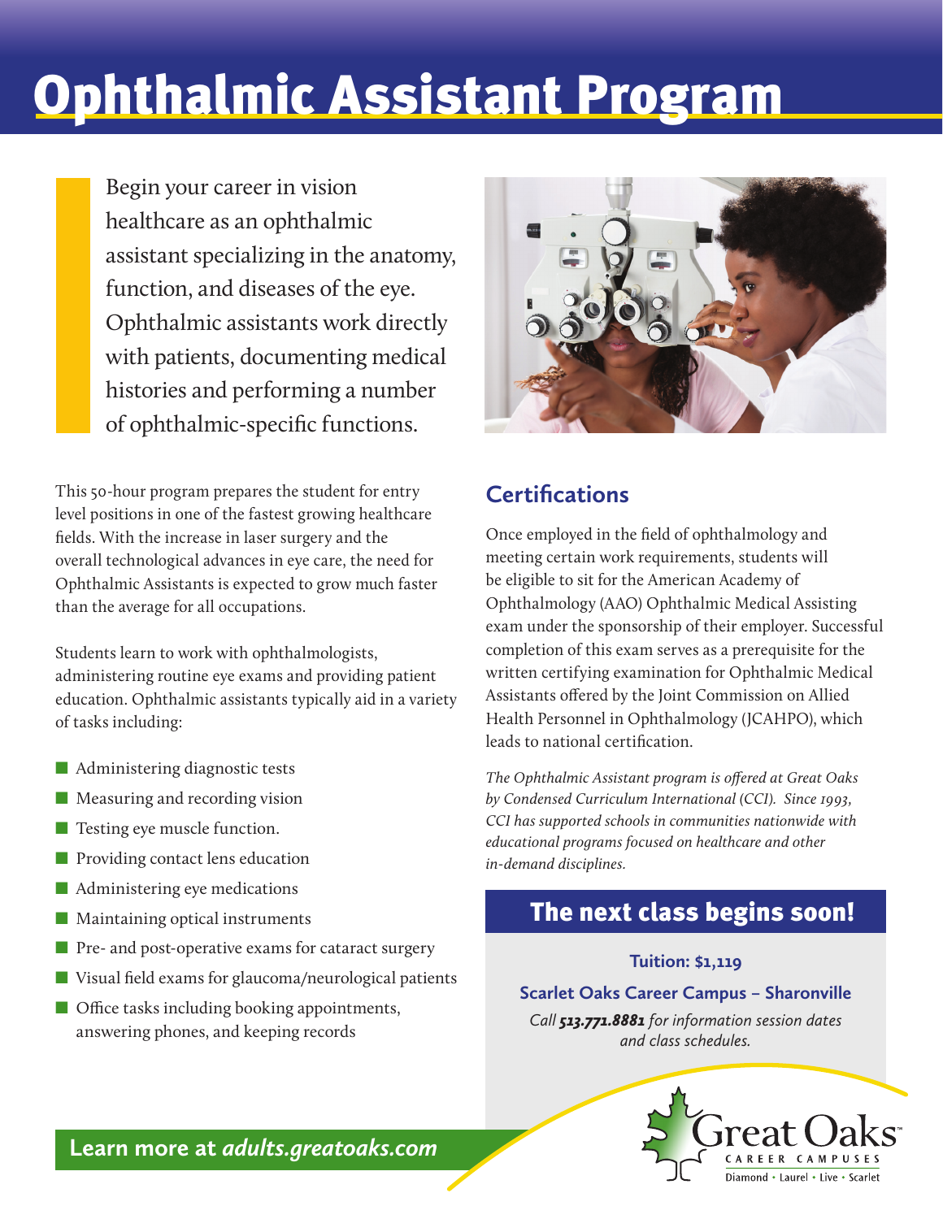# Ophthalmic Assistant Program

Begin your career in vision healthcare as an ophthalmic assistant specializing in the anatomy, function, and diseases of the eye. Ophthalmic assistants work directly with patients, documenting medical histories and performing a number of ophthalmic-specific functions.

This 50-hour program prepares the student for entry level positions in one of the fastest growing healthcare fields. With the increase in laser surgery and the overall technological advances in eye care, the need for Ophthalmic Assistants is expected to grow much faster than the average for all occupations.

Students learn to work with ophthalmologists, administering routine eye exams and providing patient education. Ophthalmic assistants typically aid in a variety of tasks including:

- Administering diagnostic tests
- Measuring and recording vision
- Testing eye muscle function.
- Providing contact lens education
- Administering eye medications
- Maintaining optical instruments
- Pre- and post-operative exams for cataract surgery
- Visual field exams for glaucoma/neurological patients
- Office tasks including booking appointments, answering phones, and keeping records

## Certifications

Once employed in the field of ophthalmology and meeting certain work requirements, students will be eligible to sit for the American Academy of Ophthalmology (AAO) Ophthalmic Medical Assisting exam under the sponsorship of their employer. Successful completion of this exam serves as a prerequisite for the written certifying examination for Ophthalmic Medical Assistants offered by the Joint Commission on Allied Health Personnel in Ophthalmology (JCAHPO), which leads to national certification.

*The Ophthalmic Assistant program is offered at Great Oaks by Condensed Curriculum International (CCI). Since 1993, CCI has supported schools in communities nationwide with educational programs focused on healthcare and other in-demand disciplines.*

## The next class begins soon!

**Tuition: $1,119**

**Scarlet Oaks Career Campus – Sharonville**

*Call **513.771.8881** for information session dates and class schedules.*

**Learn more at *adults.greatoaks.com***

Great Oaks™ CAREER CAMPUSES
Diamond • Laurel • Live • Scarlet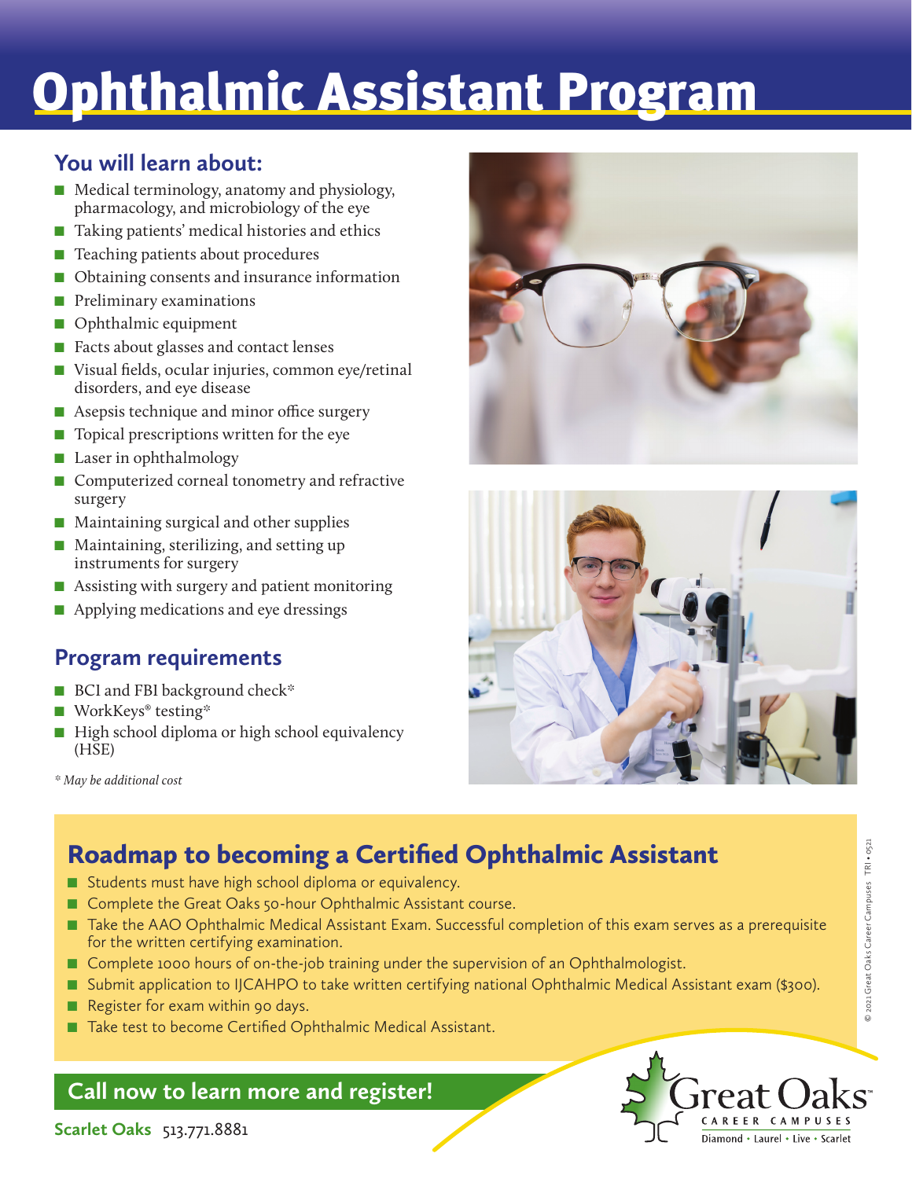# Ophthalmic Assistant Program

## You will learn about:

- Medical terminology, anatomy and physiology, pharmacology, and microbiology of the eye
- Taking patients' medical histories and ethics
- Teaching patients about procedures
- Obtaining consents and insurance information
- Preliminary examinations
- Ophthalmic equipment
- Facts about glasses and contact lenses
- Visual fields, ocular injuries, common eye/retinal disorders, and eye disease
- Asepsis technique and minor office surgery
- Topical prescriptions written for the eye
- Laser in ophthalmology
- Computerized corneal tonometry and refractive surgery
- Maintaining surgical and other supplies
- Maintaining, sterilizing, and setting up instruments for surgery
- Assisting with surgery and patient monitoring
- Applying medications and eye dressings

## Program requirements

- BCI and FBI background check*
- WorkKeys® testing*
- High school diploma or high school equivalency (HSE)

*\* May be additional cost*

## Roadmap to becoming a Certified Ophthalmic Assistant

- Students must have high school diploma or equivalency.
- Complete the Great Oaks 50-hour Ophthalmic Assistant course.
- Take the AAO Ophthalmic Medical Assistant Exam. Successful completion of this exam serves as a prerequisite for the written certifying examination.
- Complete 1000 hours of on-the-job training under the supervision of an Ophthalmologist.
- Submit application to IJCAHPO to take written certifying national Ophthalmic Medical Assistant exam ($300).
- Register for exam within 90 days.
- Take test to become Certified Ophthalmic Medical Assistant.

## Call now to learn more and register!

**Scarlet Oaks** 513.771.8881

Great Oaks™ CAREER CAMPUSES
Diamond • Laurel • Live • Scarlet

© 2021 Great Oaks Career Campuses TRI • 0521